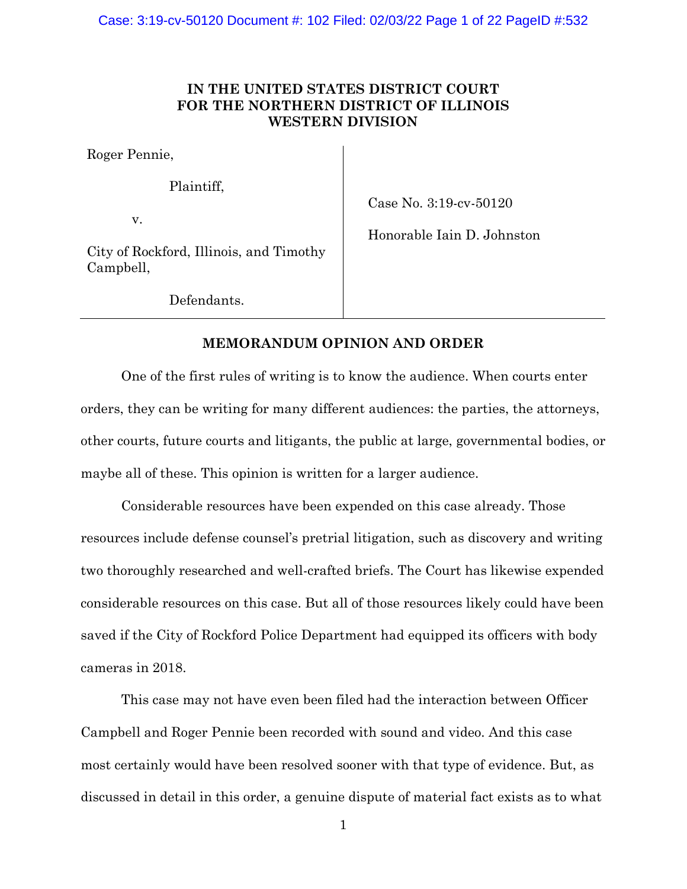**IN THE UNITED STATES DISTRICT COURT**
**FOR THE NORTHERN DISTRICT OF ILLINOIS**
**WESTERN DIVISION**

| | |
|---|---|
| Roger Pennie,<br><br>Plaintiff,<br><br>v.<br><br>City of Rockford, Illinois, and Timothy Campbell,<br><br>Defendants. | Case No. 3:19-cv-50120<br><br>Honorable Iain D. Johnston |

**MEMORANDUM OPINION AND ORDER**

One of the first rules of writing is to know the audience. When courts enter orders, they can be writing for many different audiences: the parties, the attorneys, other courts, future courts and litigants, the public at large, governmental bodies, or maybe all of these. This opinion is written for a larger audience.

Considerable resources have been expended on this case already. Those resources include defense counsel's pretrial litigation, such as discovery and writing two thoroughly researched and well-crafted briefs. The Court has likewise expended considerable resources on this case. But all of those resources likely could have been saved if the City of Rockford Police Department had equipped its officers with body cameras in 2018.

This case may not have even been filed had the interaction between Officer Campbell and Roger Pennie been recorded with sound and video. And this case most certainly would have been resolved sooner with that type of evidence. But, as discussed in detail in this order, a genuine dispute of material fact exists as to what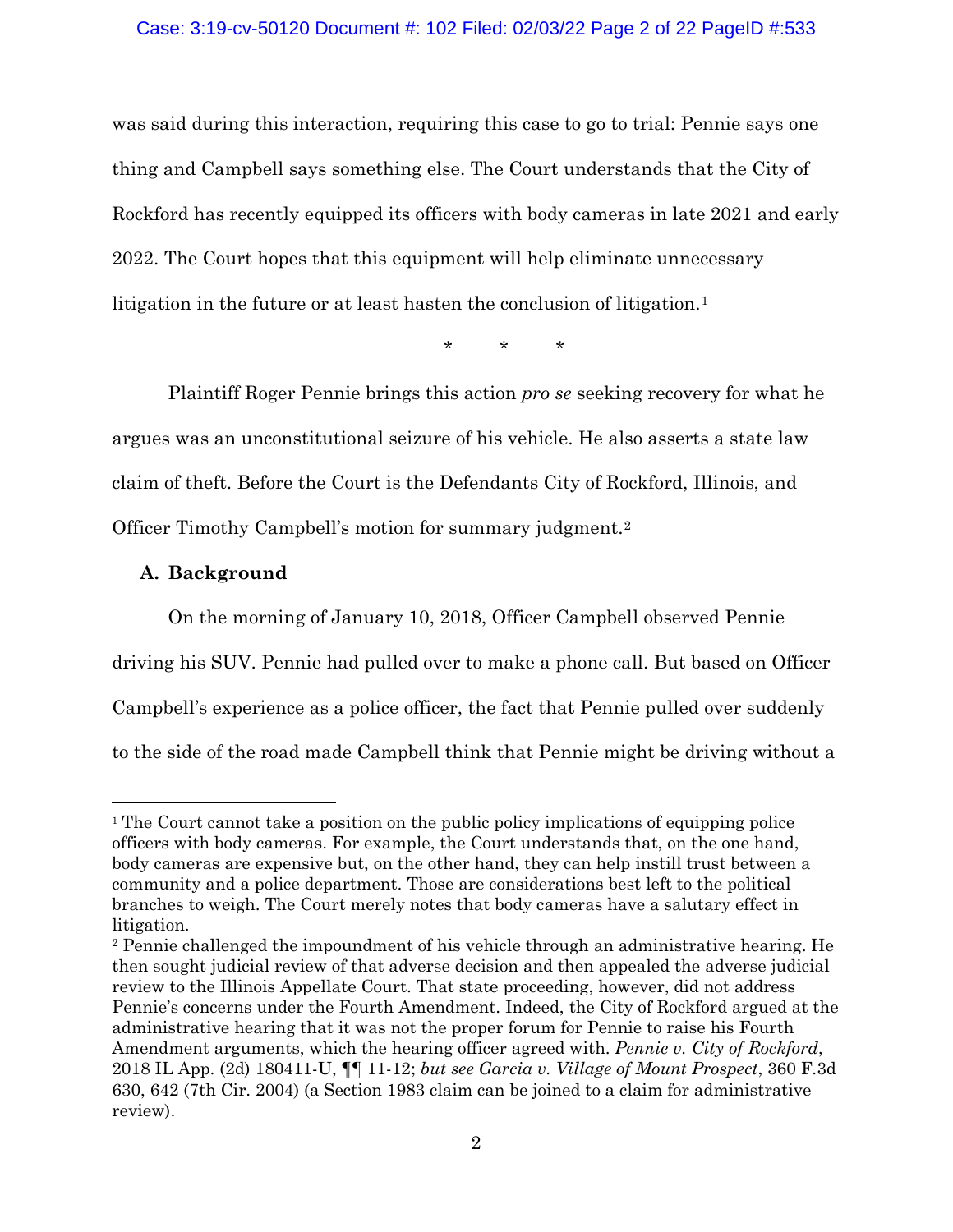was said during this interaction, requiring this case to go to trial: Pennie says one thing and Campbell says something else. The Court understands that the City of Rockford has recently equipped its officers with body cameras in late 2021 and early 2022. The Court hopes that this equipment will help eliminate unnecessary litigation in the future or at least hasten the conclusion of litigation.[1]

\* \* \*

Plaintiff Roger Pennie brings this action *pro se* seeking recovery for what he argues was an unconstitutional seizure of his vehicle. He also asserts a state law claim of theft. Before the Court is the Defendants City of Rockford, Illinois, and Officer Timothy Campbell's motion for summary judgment.[2]

### A. Background

On the morning of January 10, 2018, Officer Campbell observed Pennie driving his SUV. Pennie had pulled over to make a phone call. But based on Officer Campbell's experience as a police officer, the fact that Pennie pulled over suddenly to the side of the road made Campbell think that Pennie might be driving without a

---

[1] The Court cannot take a position on the public policy implications of equipping police officers with body cameras. For example, the Court understands that, on the one hand, body cameras are expensive but, on the other hand, they can help instill trust between a community and a police department. Those are considerations best left to the political branches to weigh. The Court merely notes that body cameras have a salutary effect in litigation.

[2] Pennie challenged the impoundment of his vehicle through an administrative hearing. He then sought judicial review of that adverse decision and then appealed the adverse judicial review to the Illinois Appellate Court. That state proceeding, however, did not address Pennie's concerns under the Fourth Amendment. Indeed, the City of Rockford argued at the administrative hearing that it was not the proper forum for Pennie to raise his Fourth Amendment arguments, which the hearing officer agreed with. *Pennie v. City of Rockford*, 2018 IL App. (2d) 180411-U, ¶¶ 11-12; *but see Garcia v. Village of Mount Prospect*, 360 F.3d 630, 642 (7th Cir. 2004) (a Section 1983 claim can be joined to a claim for administrative review).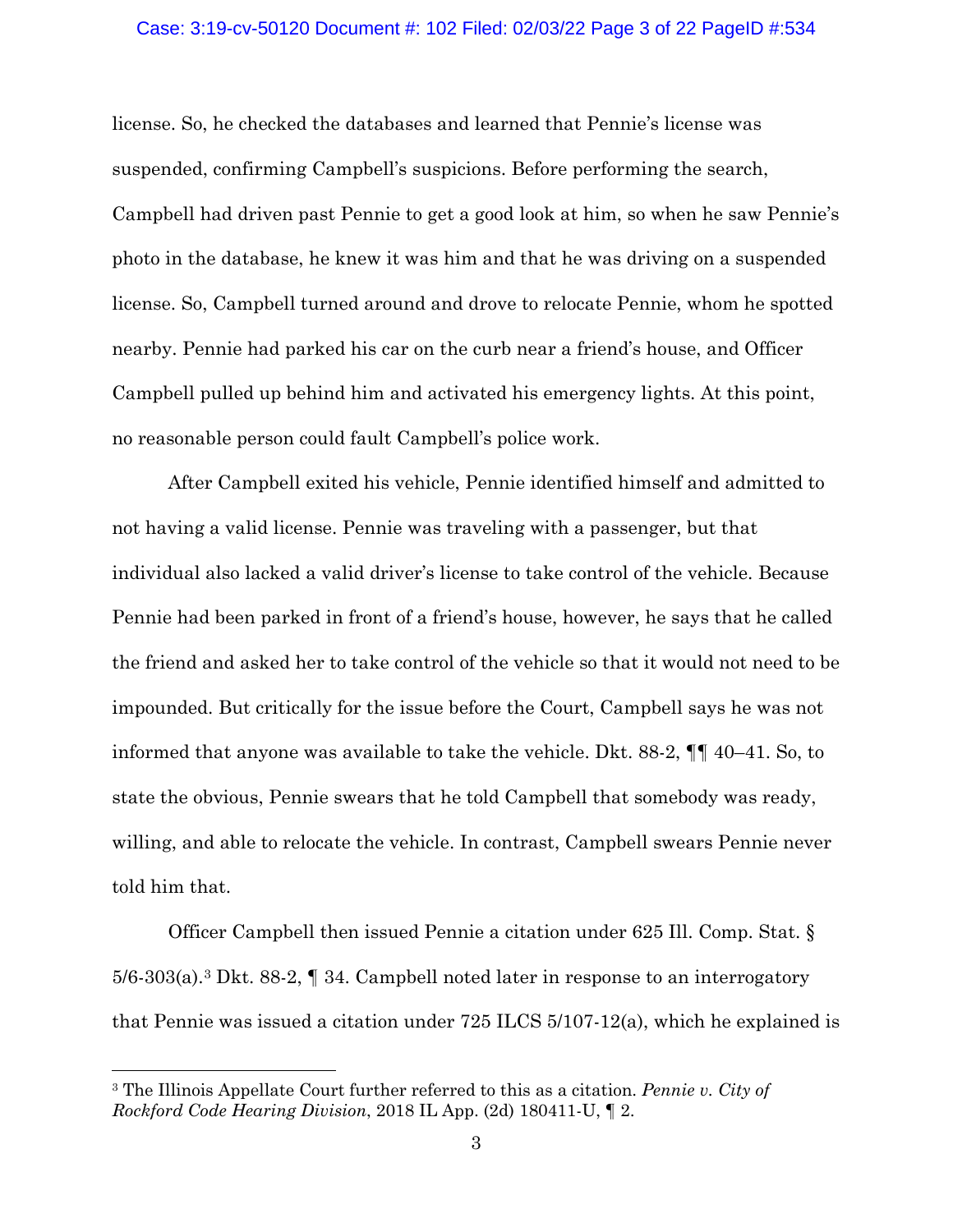license. So, he checked the databases and learned that Pennie's license was suspended, confirming Campbell's suspicions. Before performing the search, Campbell had driven past Pennie to get a good look at him, so when he saw Pennie's photo in the database, he knew it was him and that he was driving on a suspended license. So, Campbell turned around and drove to relocate Pennie, whom he spotted nearby. Pennie had parked his car on the curb near a friend's house, and Officer Campbell pulled up behind him and activated his emergency lights. At this point, no reasonable person could fault Campbell's police work.

After Campbell exited his vehicle, Pennie identified himself and admitted to not having a valid license. Pennie was traveling with a passenger, but that individual also lacked a valid driver's license to take control of the vehicle. Because Pennie had been parked in front of a friend's house, however, he says that he called the friend and asked her to take control of the vehicle so that it would not need to be impounded. But critically for the issue before the Court, Campbell says he was not informed that anyone was available to take the vehicle. Dkt. 88-2, ¶¶ 40–41. So, to state the obvious, Pennie swears that he told Campbell that somebody was ready, willing, and able to relocate the vehicle. In contrast, Campbell swears Pennie never told him that.

Officer Campbell then issued Pennie a citation under 625 Ill. Comp. Stat. § 5/6-303(a).[3] Dkt. 88-2, ¶ 34. Campbell noted later in response to an interrogatory that Pennie was issued a citation under 725 ILCS 5/107-12(a), which he explained is

---

[3] The Illinois Appellate Court further referred to this as a citation. *Pennie v. City of Rockford Code Hearing Division*, 2018 IL App. (2d) 180411-U, ¶ 2.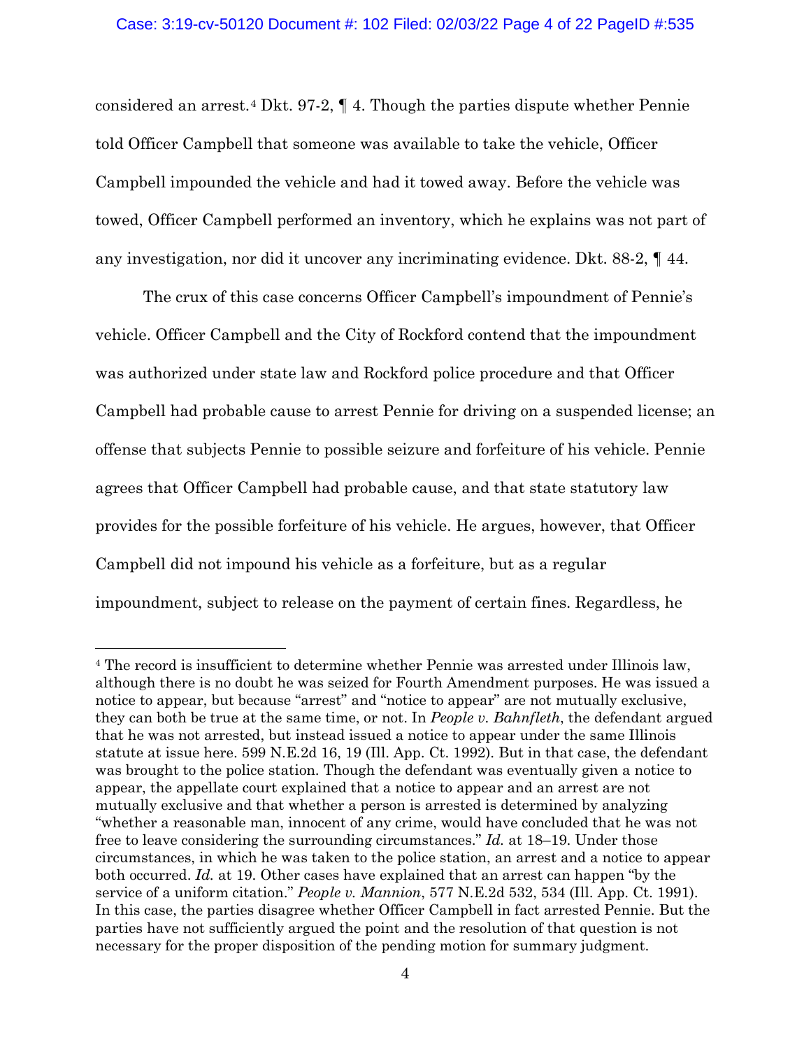considered an arrest.[4] Dkt. 97-2, ¶ 4. Though the parties dispute whether Pennie told Officer Campbell that someone was available to take the vehicle, Officer Campbell impounded the vehicle and had it towed away. Before the vehicle was towed, Officer Campbell performed an inventory, which he explains was not part of any investigation, nor did it uncover any incriminating evidence. Dkt. 88-2, ¶ 44.

The crux of this case concerns Officer Campbell's impoundment of Pennie's vehicle. Officer Campbell and the City of Rockford contend that the impoundment was authorized under state law and Rockford police procedure and that Officer Campbell had probable cause to arrest Pennie for driving on a suspended license; an offense that subjects Pennie to possible seizure and forfeiture of his vehicle. Pennie agrees that Officer Campbell had probable cause, and that state statutory law provides for the possible forfeiture of his vehicle. He argues, however, that Officer Campbell did not impound his vehicle as a forfeiture, but as a regular impoundment, subject to release on the payment of certain fines. Regardless, he

---

[4] The record is insufficient to determine whether Pennie was arrested under Illinois law, although there is no doubt he was seized for Fourth Amendment purposes. He was issued a notice to appear, but because "arrest" and "notice to appear" are not mutually exclusive, they can both be true at the same time, or not. In *People v. Bahnfleth*, the defendant argued that he was not arrested, but instead issued a notice to appear under the same Illinois statute at issue here. 599 N.E.2d 16, 19 (Ill. App. Ct. 1992). But in that case, the defendant was brought to the police station. Though the defendant was eventually given a notice to appear, the appellate court explained that a notice to appear and an arrest are not mutually exclusive and that whether a person is arrested is determined by analyzing "whether a reasonable man, innocent of any crime, would have concluded that he was not free to leave considering the surrounding circumstances." *Id.* at 18–19. Under those circumstances, in which he was taken to the police station, an arrest and a notice to appear both occurred. *Id.* at 19. Other cases have explained that an arrest can happen "by the service of a uniform citation." *People v. Mannion*, 577 N.E.2d 532, 534 (Ill. App. Ct. 1991). In this case, the parties disagree whether Officer Campbell in fact arrested Pennie. But the parties have not sufficiently argued the point and the resolution of that question is not necessary for the proper disposition of the pending motion for summary judgment.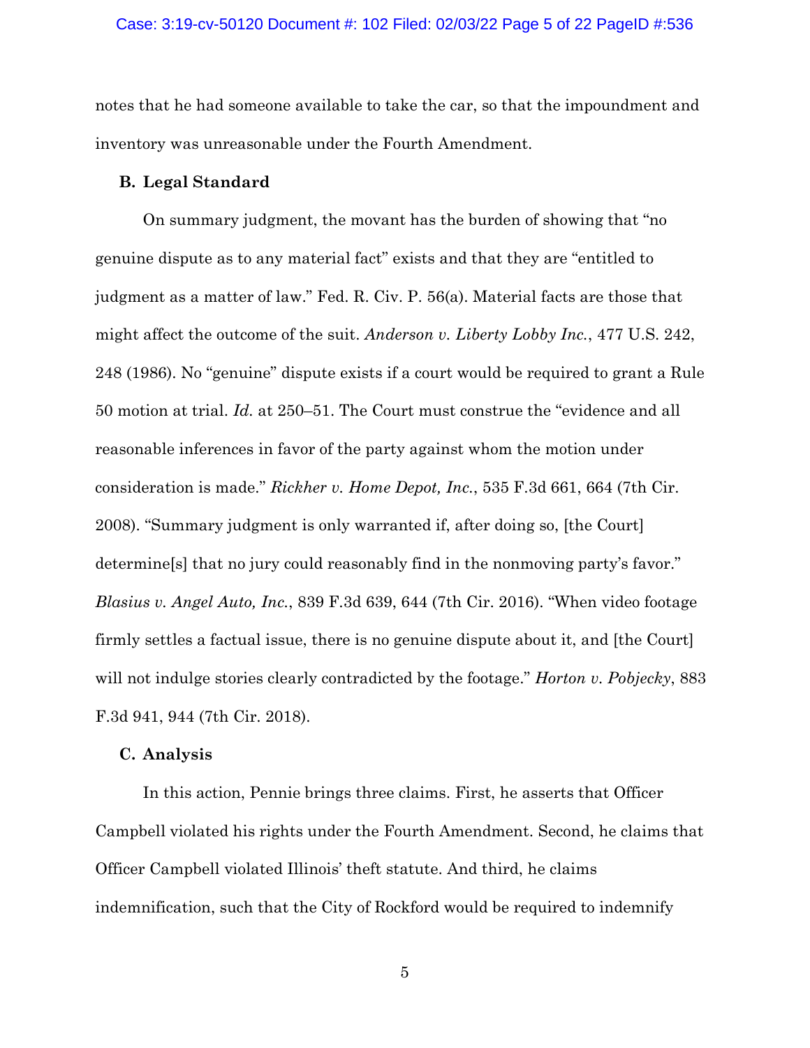notes that he had someone available to take the car, so that the impoundment and inventory was unreasonable under the Fourth Amendment.

### B. Legal Standard

On summary judgment, the movant has the burden of showing that "no genuine dispute as to any material fact" exists and that they are "entitled to judgment as a matter of law." Fed. R. Civ. P. 56(a). Material facts are those that might affect the outcome of the suit. *Anderson v. Liberty Lobby Inc.*, 477 U.S. 242, 248 (1986). No "genuine" dispute exists if a court would be required to grant a Rule 50 motion at trial. *Id.* at 250–51. The Court must construe the "evidence and all reasonable inferences in favor of the party against whom the motion under consideration is made." *Rickher v. Home Depot, Inc.*, 535 F.3d 661, 664 (7th Cir. 2008). "Summary judgment is only warranted if, after doing so, [the Court] determine[s] that no jury could reasonably find in the nonmoving party's favor." *Blasius v. Angel Auto, Inc.*, 839 F.3d 639, 644 (7th Cir. 2016). "When video footage firmly settles a factual issue, there is no genuine dispute about it, and [the Court] will not indulge stories clearly contradicted by the footage." *Horton v. Pobjecky*, 883 F.3d 941, 944 (7th Cir. 2018).

### C. Analysis

In this action, Pennie brings three claims. First, he asserts that Officer Campbell violated his rights under the Fourth Amendment. Second, he claims that Officer Campbell violated Illinois' theft statute. And third, he claims indemnification, such that the City of Rockford would be required to indemnify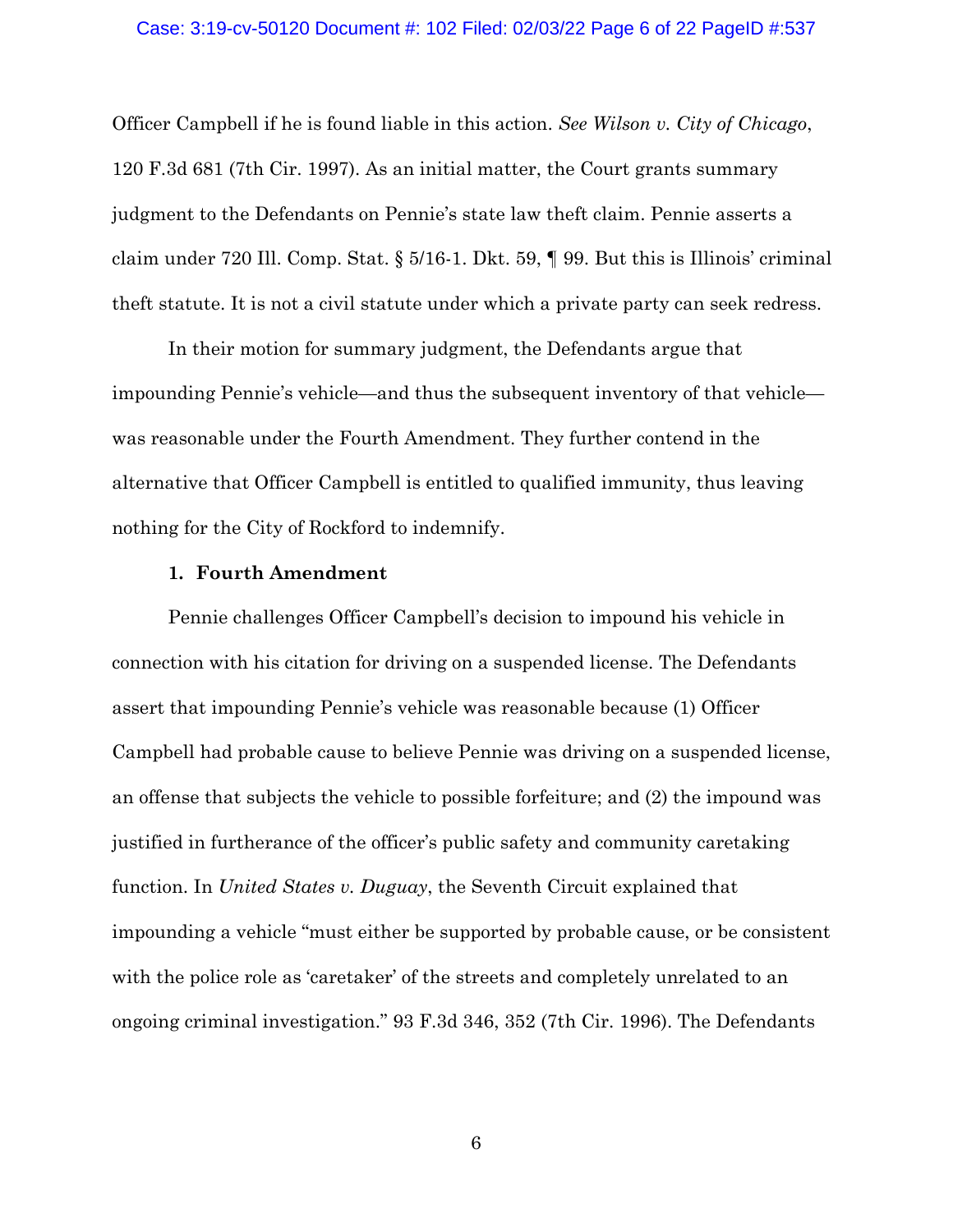Officer Campbell if he is found liable in this action. *See Wilson v. City of Chicago*, 120 F.3d 681 (7th Cir. 1997). As an initial matter, the Court grants summary judgment to the Defendants on Pennie's state law theft claim. Pennie asserts a claim under 720 Ill. Comp. Stat. § 5/16-1. Dkt. 59, ¶ 99. But this is Illinois' criminal theft statute. It is not a civil statute under which a private party can seek redress.

In their motion for summary judgment, the Defendants argue that impounding Pennie's vehicle—and thus the subsequent inventory of that vehicle—was reasonable under the Fourth Amendment. They further contend in the alternative that Officer Campbell is entitled to qualified immunity, thus leaving nothing for the City of Rockford to indemnify.

**1. Fourth Amendment**

Pennie challenges Officer Campbell's decision to impound his vehicle in connection with his citation for driving on a suspended license. The Defendants assert that impounding Pennie's vehicle was reasonable because (1) Officer Campbell had probable cause to believe Pennie was driving on a suspended license, an offense that subjects the vehicle to possible forfeiture; and (2) the impound was justified in furtherance of the officer's public safety and community caretaking function. In *United States v. Duguay*, the Seventh Circuit explained that impounding a vehicle "must either be supported by probable cause, or be consistent with the police role as 'caretaker' of the streets and completely unrelated to an ongoing criminal investigation." 93 F.3d 346, 352 (7th Cir. 1996). The Defendants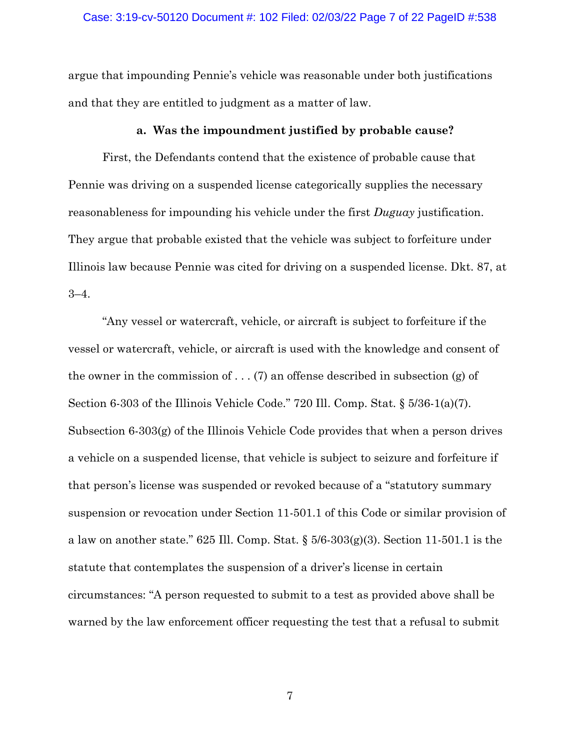argue that impounding Pennie's vehicle was reasonable under both justifications and that they are entitled to judgment as a matter of law.

**a. Was the impoundment justified by probable cause?**

First, the Defendants contend that the existence of probable cause that Pennie was driving on a suspended license categorically supplies the necessary reasonableness for impounding his vehicle under the first *Duguay* justification. They argue that probable existed that the vehicle was subject to forfeiture under Illinois law because Pennie was cited for driving on a suspended license. Dkt. 87, at 3–4.

"Any vessel or watercraft, vehicle, or aircraft is subject to forfeiture if the vessel or watercraft, vehicle, or aircraft is used with the knowledge and consent of the owner in the commission of . . . (7) an offense described in subsection (g) of Section 6-303 of the Illinois Vehicle Code." 720 Ill. Comp. Stat. § 5/36-1(a)(7). Subsection 6-303(g) of the Illinois Vehicle Code provides that when a person drives a vehicle on a suspended license, that vehicle is subject to seizure and forfeiture if that person's license was suspended or revoked because of a "statutory summary suspension or revocation under Section 11-501.1 of this Code or similar provision of a law on another state." 625 Ill. Comp. Stat. § 5/6-303(g)(3). Section 11-501.1 is the statute that contemplates the suspension of a driver's license in certain circumstances: "A person requested to submit to a test as provided above shall be warned by the law enforcement officer requesting the test that a refusal to submit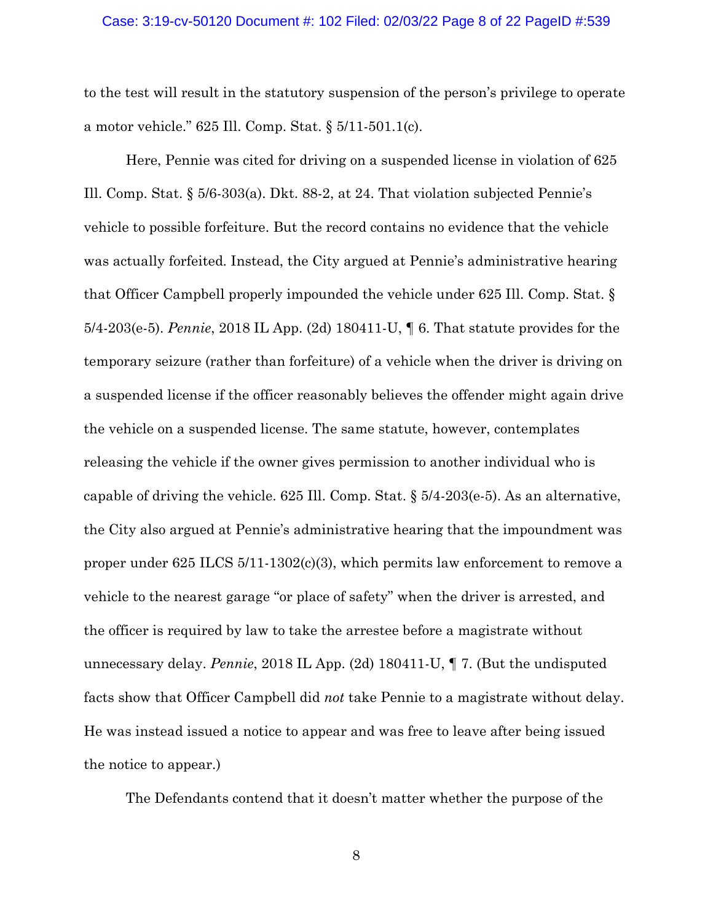to the test will result in the statutory suspension of the person's privilege to operate a motor vehicle." 625 Ill. Comp. Stat. § 5/11-501.1(c).

Here, Pennie was cited for driving on a suspended license in violation of 625 Ill. Comp. Stat. § 5/6-303(a). Dkt. 88-2, at 24. That violation subjected Pennie's vehicle to possible forfeiture. But the record contains no evidence that the vehicle was actually forfeited. Instead, the City argued at Pennie's administrative hearing that Officer Campbell properly impounded the vehicle under 625 Ill. Comp. Stat. § 5/4-203(e-5). *Pennie*, 2018 IL App. (2d) 180411-U, ¶ 6. That statute provides for the temporary seizure (rather than forfeiture) of a vehicle when the driver is driving on a suspended license if the officer reasonably believes the offender might again drive the vehicle on a suspended license. The same statute, however, contemplates releasing the vehicle if the owner gives permission to another individual who is capable of driving the vehicle. 625 Ill. Comp. Stat. § 5/4-203(e-5). As an alternative, the City also argued at Pennie's administrative hearing that the impoundment was proper under 625 ILCS 5/11-1302(c)(3), which permits law enforcement to remove a vehicle to the nearest garage "or place of safety" when the driver is arrested, and the officer is required by law to take the arrestee before a magistrate without unnecessary delay. *Pennie*, 2018 IL App. (2d) 180411-U, ¶ 7. (But the undisputed facts show that Officer Campbell did *not* take Pennie to a magistrate without delay. He was instead issued a notice to appear and was free to leave after being issued the notice to appear.)

The Defendants contend that it doesn't matter whether the purpose of the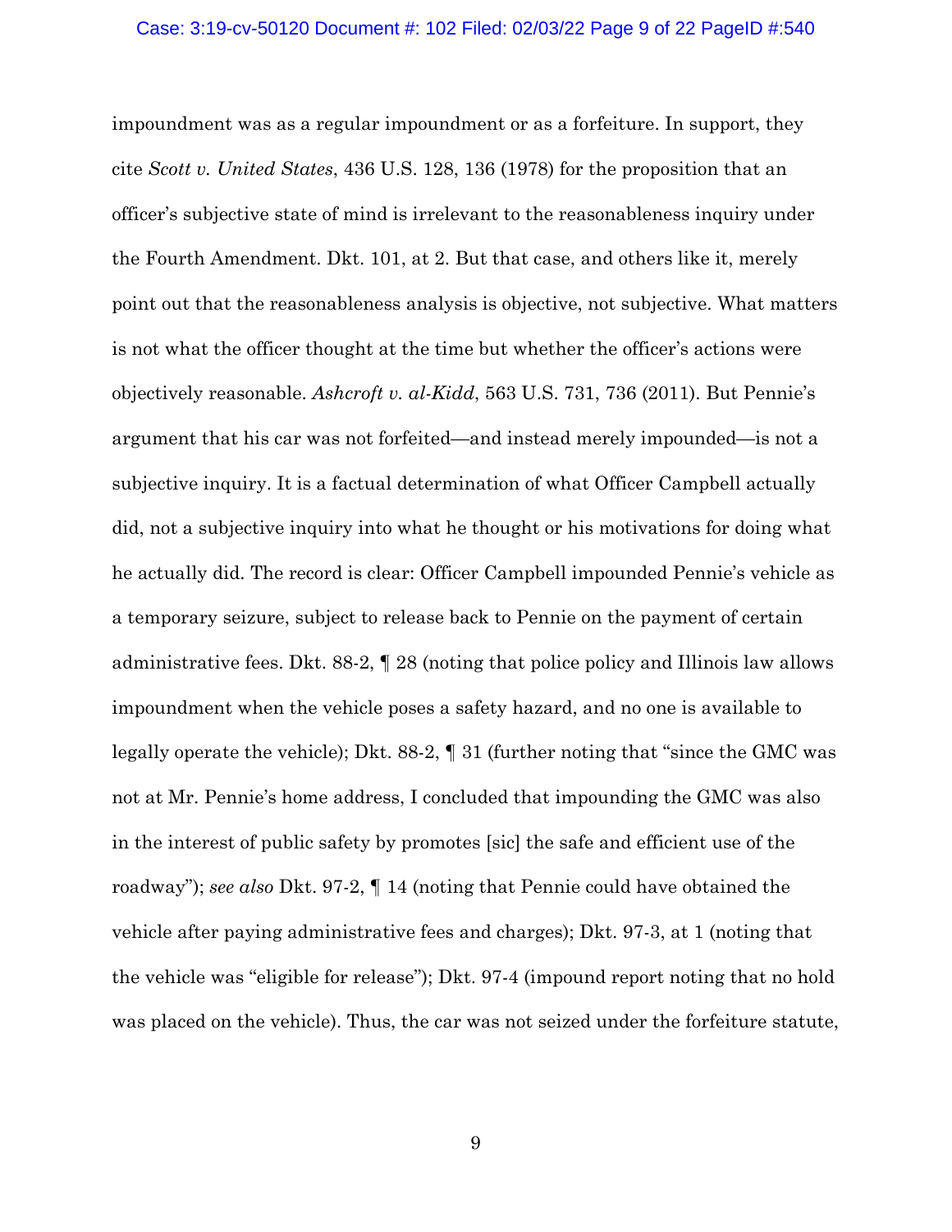impoundment was as a regular impoundment or as a forfeiture. In support, they cite *Scott v. United States*, 436 U.S. 128, 136 (1978) for the proposition that an officer's subjective state of mind is irrelevant to the reasonableness inquiry under the Fourth Amendment. Dkt. 101, at 2. But that case, and others like it, merely point out that the reasonableness analysis is objective, not subjective. What matters is not what the officer thought at the time but whether the officer's actions were objectively reasonable. *Ashcroft v. al-Kidd*, 563 U.S. 731, 736 (2011). But Pennie's argument that his car was not forfeited—and instead merely impounded—is not a subjective inquiry. It is a factual determination of what Officer Campbell actually did, not a subjective inquiry into what he thought or his motivations for doing what he actually did. The record is clear: Officer Campbell impounded Pennie's vehicle as a temporary seizure, subject to release back to Pennie on the payment of certain administrative fees. Dkt. 88-2, ¶ 28 (noting that police policy and Illinois law allows impoundment when the vehicle poses a safety hazard, and no one is available to legally operate the vehicle); Dkt. 88-2, ¶ 31 (further noting that "since the GMC was not at Mr. Pennie's home address, I concluded that impounding the GMC was also in the interest of public safety by promotes [sic] the safe and efficient use of the roadway"); *see also* Dkt. 97-2, ¶ 14 (noting that Pennie could have obtained the vehicle after paying administrative fees and charges); Dkt. 97-3, at 1 (noting that the vehicle was "eligible for release"); Dkt. 97-4 (impound report noting that no hold was placed on the vehicle). Thus, the car was not seized under the forfeiture statute,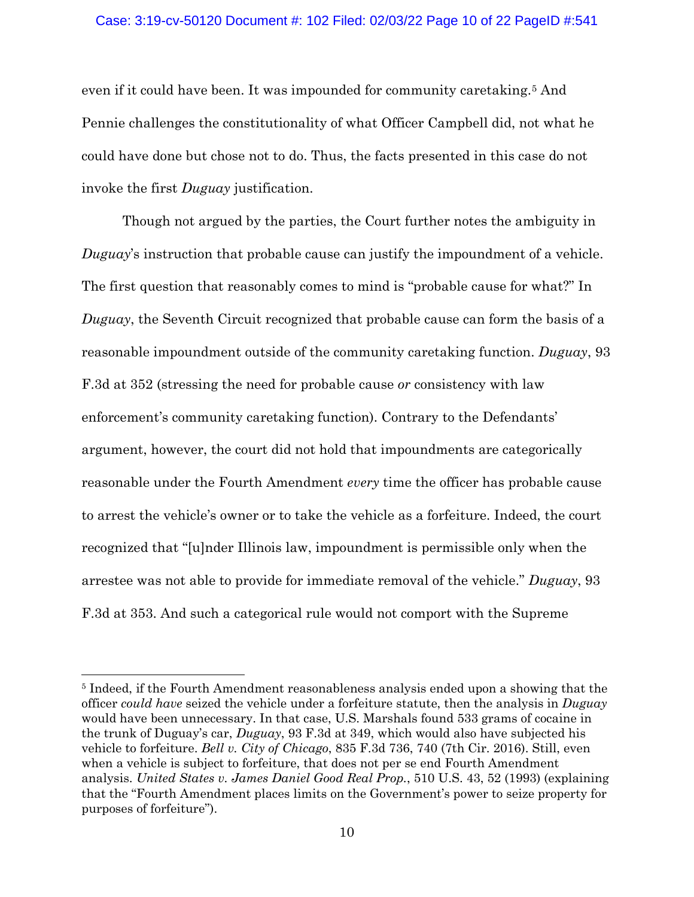even if it could have been. It was impounded for community caretaking.[5] And Pennie challenges the constitutionality of what Officer Campbell did, not what he could have done but chose not to do. Thus, the facts presented in this case do not invoke the first *Duguay* justification.

Though not argued by the parties, the Court further notes the ambiguity in *Duguay*'s instruction that probable cause can justify the impoundment of a vehicle. The first question that reasonably comes to mind is "probable cause for what?" In *Duguay*, the Seventh Circuit recognized that probable cause can form the basis of a reasonable impoundment outside of the community caretaking function. *Duguay*, 93 F.3d at 352 (stressing the need for probable cause *or* consistency with law enforcement's community caretaking function). Contrary to the Defendants' argument, however, the court did not hold that impoundments are categorically reasonable under the Fourth Amendment *every* time the officer has probable cause to arrest the vehicle's owner or to take the vehicle as a forfeiture. Indeed, the court recognized that "[u]nder Illinois law, impoundment is permissible only when the arrestee was not able to provide for immediate removal of the vehicle." *Duguay*, 93 F.3d at 353. And such a categorical rule would not comport with the Supreme

---

[5] Indeed, if the Fourth Amendment reasonableness analysis ended upon a showing that the officer *could have* seized the vehicle under a forfeiture statute, then the analysis in *Duguay* would have been unnecessary. In that case, U.S. Marshals found 533 grams of cocaine in the trunk of Duguay's car, *Duguay*, 93 F.3d at 349, which would also have subjected his vehicle to forfeiture. *Bell v. City of Chicago*, 835 F.3d 736, 740 (7th Cir. 2016). Still, even when a vehicle is subject to forfeiture, that does not per se end Fourth Amendment analysis. *United States v. James Daniel Good Real Prop.*, 510 U.S. 43, 52 (1993) (explaining that the "Fourth Amendment places limits on the Government's power to seize property for purposes of forfeiture").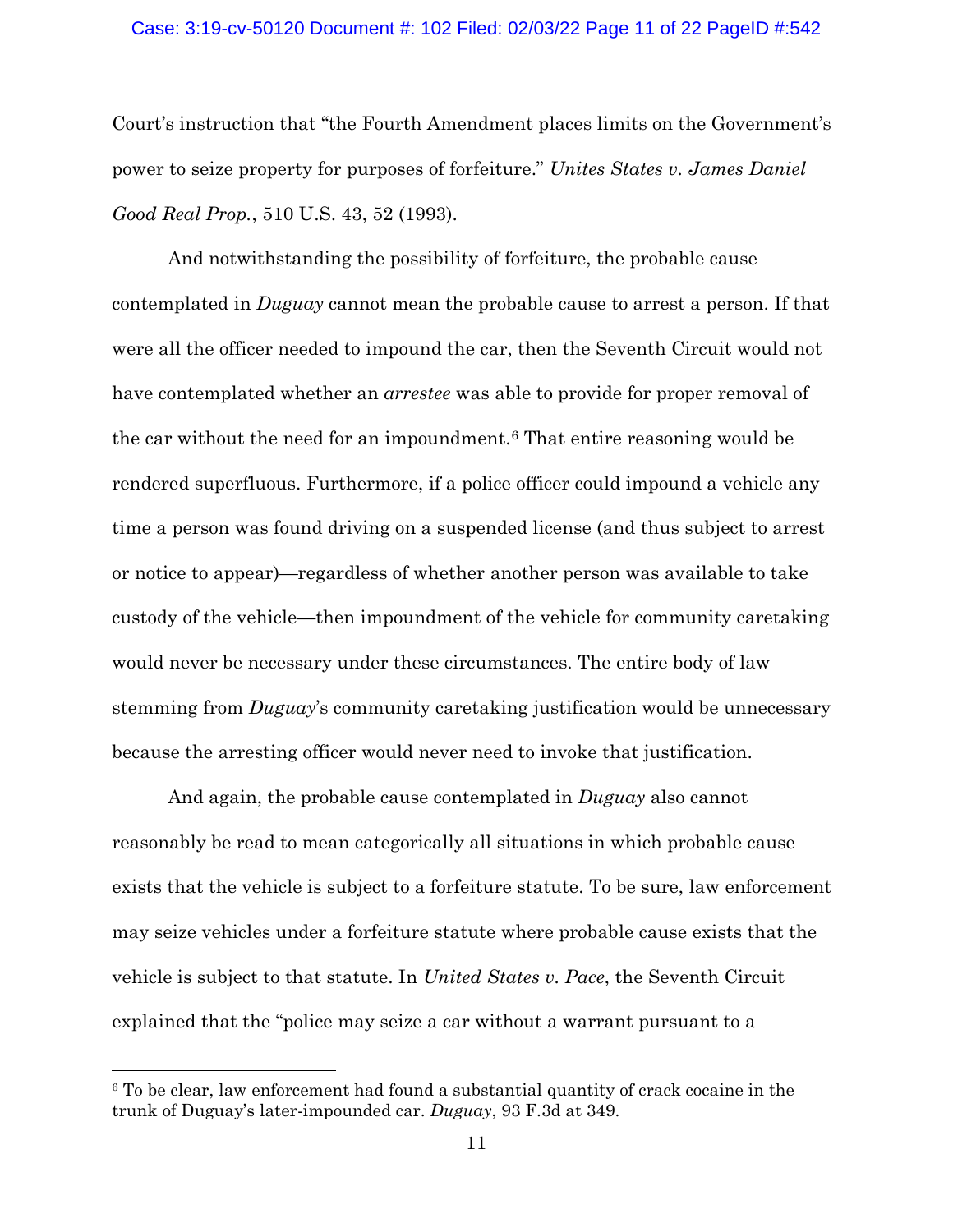Court's instruction that "the Fourth Amendment places limits on the Government's power to seize property for purposes of forfeiture." *Unites States v. James Daniel Good Real Prop.*, 510 U.S. 43, 52 (1993).

And notwithstanding the possibility of forfeiture, the probable cause contemplated in *Duguay* cannot mean the probable cause to arrest a person. If that were all the officer needed to impound the car, then the Seventh Circuit would not have contemplated whether an *arrestee* was able to provide for proper removal of the car without the need for an impoundment.[6] That entire reasoning would be rendered superfluous. Furthermore, if a police officer could impound a vehicle any time a person was found driving on a suspended license (and thus subject to arrest or notice to appear)—regardless of whether another person was available to take custody of the vehicle—then impoundment of the vehicle for community caretaking would never be necessary under these circumstances. The entire body of law stemming from *Duguay*'s community caretaking justification would be unnecessary because the arresting officer would never need to invoke that justification.

And again, the probable cause contemplated in *Duguay* also cannot reasonably be read to mean categorically all situations in which probable cause exists that the vehicle is subject to a forfeiture statute. To be sure, law enforcement may seize vehicles under a forfeiture statute where probable cause exists that the vehicle is subject to that statute. In *United States v. Pace*, the Seventh Circuit explained that the "police may seize a car without a warrant pursuant to a

[6] To be clear, law enforcement had found a substantial quantity of crack cocaine in the trunk of Duguay's later-impounded car. *Duguay*, 93 F.3d at 349.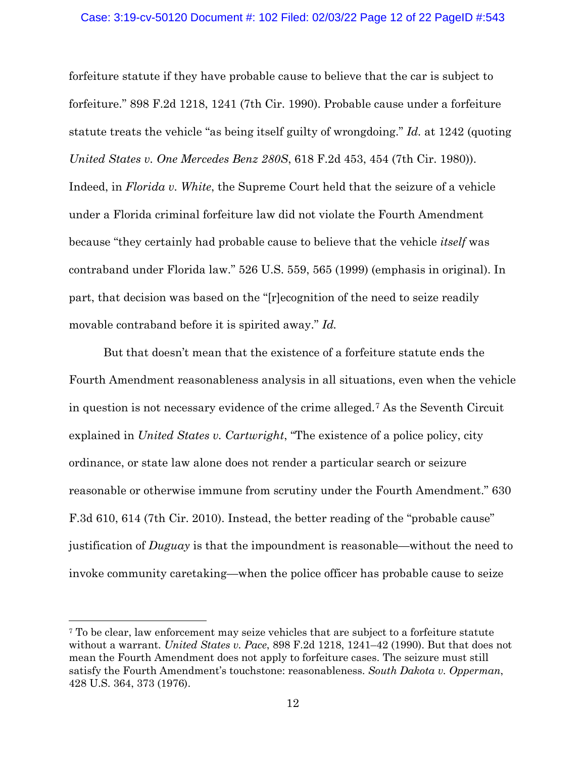forfeiture statute if they have probable cause to believe that the car is subject to forfeiture." 898 F.2d 1218, 1241 (7th Cir. 1990). Probable cause under a forfeiture statute treats the vehicle "as being itself guilty of wrongdoing." *Id.* at 1242 (quoting *United States v. One Mercedes Benz 280S*, 618 F.2d 453, 454 (7th Cir. 1980)). Indeed, in *Florida v. White*, the Supreme Court held that the seizure of a vehicle under a Florida criminal forfeiture law did not violate the Fourth Amendment because "they certainly had probable cause to believe that the vehicle *itself* was contraband under Florida law." 526 U.S. 559, 565 (1999) (emphasis in original). In part, that decision was based on the "[r]ecognition of the need to seize readily movable contraband before it is spirited away." *Id.*

But that doesn't mean that the existence of a forfeiture statute ends the Fourth Amendment reasonableness analysis in all situations, even when the vehicle in question is not necessary evidence of the crime alleged.[7] As the Seventh Circuit explained in *United States v. Cartwright*, "The existence of a police policy, city ordinance, or state law alone does not render a particular search or seizure reasonable or otherwise immune from scrutiny under the Fourth Amendment." 630 F.3d 610, 614 (7th Cir. 2010). Instead, the better reading of the "probable cause" justification of *Duguay* is that the impoundment is reasonable—without the need to invoke community caretaking—when the police officer has probable cause to seize

---

[7] To be clear, law enforcement may seize vehicles that are subject to a forfeiture statute without a warrant. *United States v. Pace*, 898 F.2d 1218, 1241–42 (1990). But that does not mean the Fourth Amendment does not apply to forfeiture cases. The seizure must still satisfy the Fourth Amendment's touchstone: reasonableness. *South Dakota v. Opperman*, 428 U.S. 364, 373 (1976).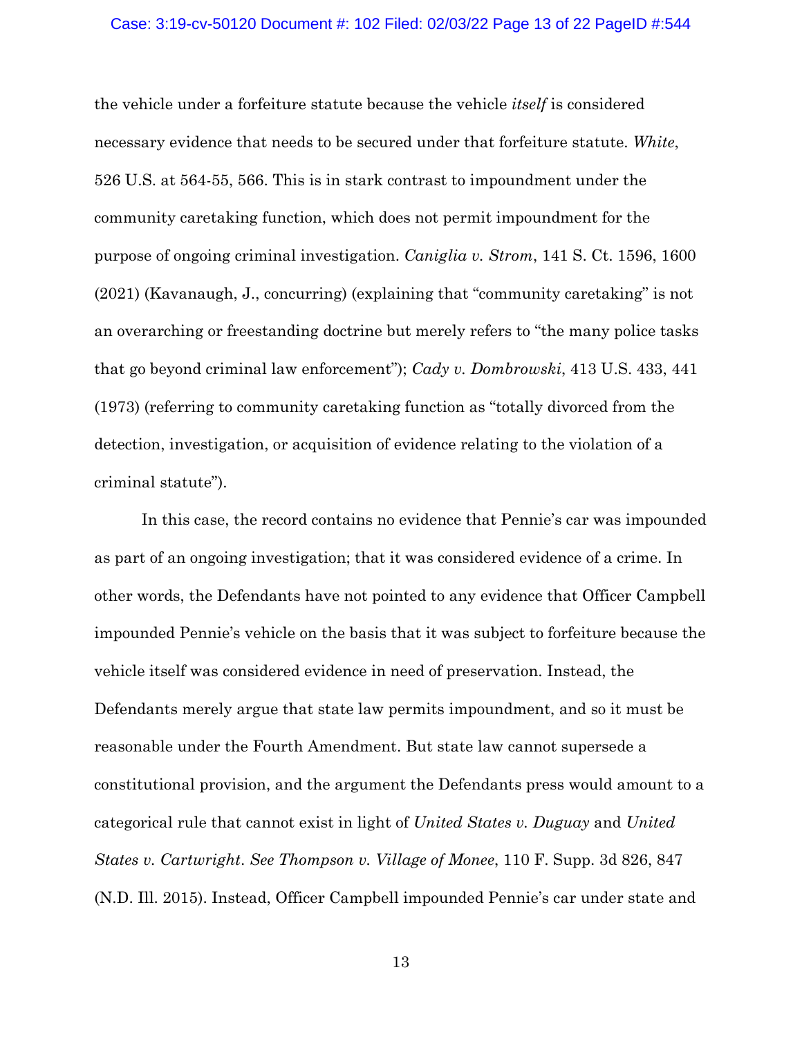the vehicle under a forfeiture statute because the vehicle *itself* is considered necessary evidence that needs to be secured under that forfeiture statute. *White*, 526 U.S. at 564-55, 566. This is in stark contrast to impoundment under the community caretaking function, which does not permit impoundment for the purpose of ongoing criminal investigation. *Caniglia v. Strom*, 141 S. Ct. 1596, 1600 (2021) (Kavanaugh, J., concurring) (explaining that "community caretaking" is not an overarching or freestanding doctrine but merely refers to "the many police tasks that go beyond criminal law enforcement"); *Cady v. Dombrowski*, 413 U.S. 433, 441 (1973) (referring to community caretaking function as "totally divorced from the detection, investigation, or acquisition of evidence relating to the violation of a criminal statute").

In this case, the record contains no evidence that Pennie's car was impounded as part of an ongoing investigation; that it was considered evidence of a crime. In other words, the Defendants have not pointed to any evidence that Officer Campbell impounded Pennie's vehicle on the basis that it was subject to forfeiture because the vehicle itself was considered evidence in need of preservation. Instead, the Defendants merely argue that state law permits impoundment, and so it must be reasonable under the Fourth Amendment. But state law cannot supersede a constitutional provision, and the argument the Defendants press would amount to a categorical rule that cannot exist in light of *United States v. Duguay* and *United States v. Cartwright*. *See Thompson v. Village of Monee*, 110 F. Supp. 3d 826, 847 (N.D. Ill. 2015). Instead, Officer Campbell impounded Pennie's car under state and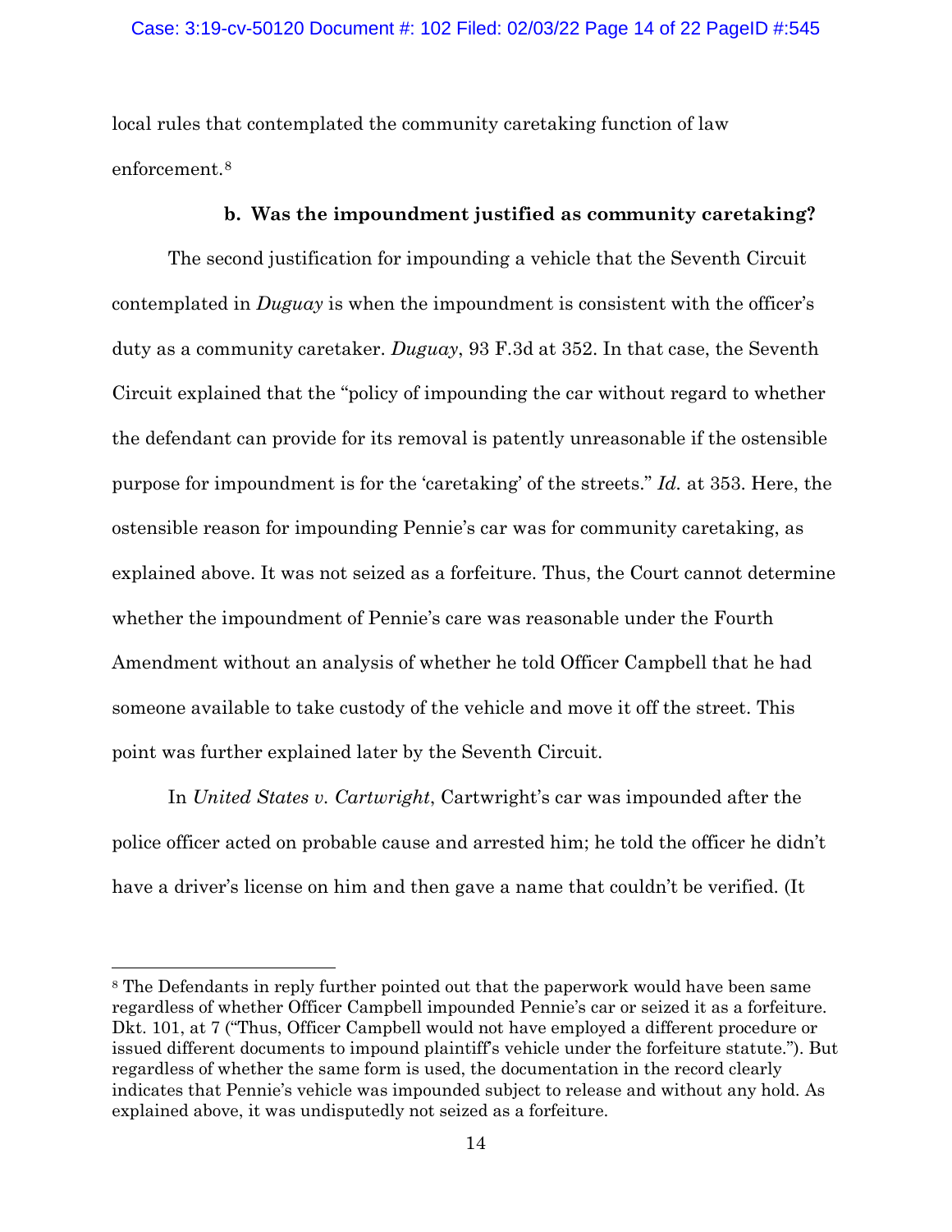local rules that contemplated the community caretaking function of law enforcement.[8]

### b. Was the impoundment justified as community caretaking?

The second justification for impounding a vehicle that the Seventh Circuit contemplated in *Duguay* is when the impoundment is consistent with the officer's duty as a community caretaker. *Duguay*, 93 F.3d at 352. In that case, the Seventh Circuit explained that the "policy of impounding the car without regard to whether the defendant can provide for its removal is patently unreasonable if the ostensible purpose for impoundment is for the 'caretaking' of the streets." *Id.* at 353. Here, the ostensible reason for impounding Pennie's car was for community caretaking, as explained above. It was not seized as a forfeiture. Thus, the Court cannot determine whether the impoundment of Pennie's care was reasonable under the Fourth Amendment without an analysis of whether he told Officer Campbell that he had someone available to take custody of the vehicle and move it off the street. This point was further explained later by the Seventh Circuit.

In *United States v. Cartwright*, Cartwright's car was impounded after the police officer acted on probable cause and arrested him; he told the officer he didn't have a driver's license on him and then gave a name that couldn't be verified. (It

---

[8] The Defendants in reply further pointed out that the paperwork would have been same regardless of whether Officer Campbell impounded Pennie's car or seized it as a forfeiture. Dkt. 101, at 7 ("Thus, Officer Campbell would not have employed a different procedure or issued different documents to impound plaintiff's vehicle under the forfeiture statute."). But regardless of whether the same form is used, the documentation in the record clearly indicates that Pennie's vehicle was impounded subject to release and without any hold. As explained above, it was undisputedly not seized as a forfeiture.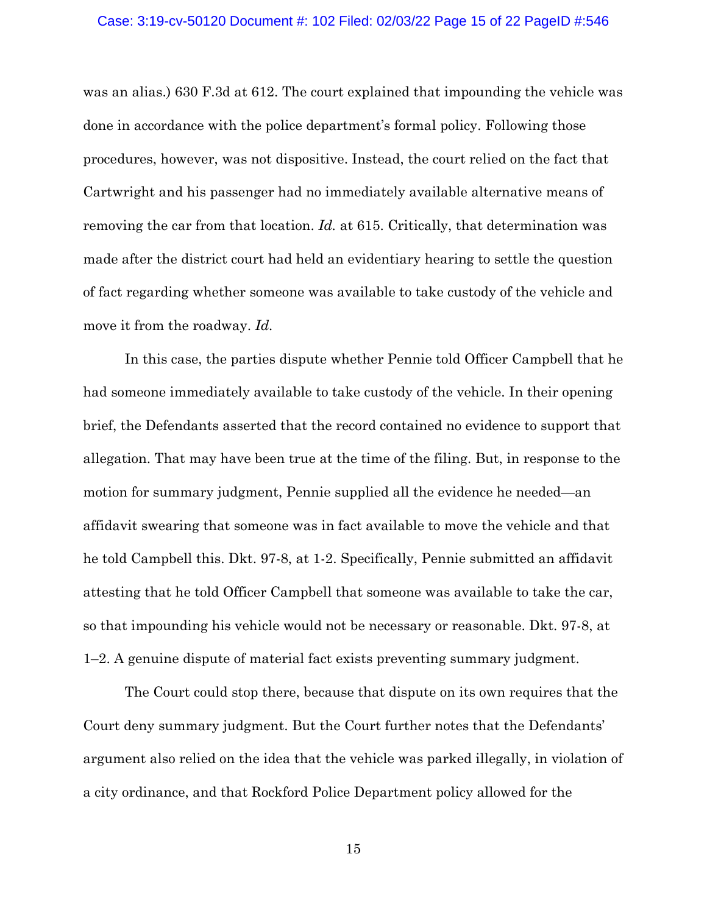was an alias.) 630 F.3d at 612. The court explained that impounding the vehicle was done in accordance with the police department's formal policy. Following those procedures, however, was not dispositive. Instead, the court relied on the fact that Cartwright and his passenger had no immediately available alternative means of removing the car from that location. *Id.* at 615. Critically, that determination was made after the district court had held an evidentiary hearing to settle the question of fact regarding whether someone was available to take custody of the vehicle and move it from the roadway. *Id.*

In this case, the parties dispute whether Pennie told Officer Campbell that he had someone immediately available to take custody of the vehicle. In their opening brief, the Defendants asserted that the record contained no evidence to support that allegation. That may have been true at the time of the filing. But, in response to the motion for summary judgment, Pennie supplied all the evidence he needed—an affidavit swearing that someone was in fact available to move the vehicle and that he told Campbell this. Dkt. 97-8, at 1-2. Specifically, Pennie submitted an affidavit attesting that he told Officer Campbell that someone was available to take the car, so that impounding his vehicle would not be necessary or reasonable. Dkt. 97-8, at 1–2. A genuine dispute of material fact exists preventing summary judgment.

The Court could stop there, because that dispute on its own requires that the Court deny summary judgment. But the Court further notes that the Defendants' argument also relied on the idea that the vehicle was parked illegally, in violation of a city ordinance, and that Rockford Police Department policy allowed for the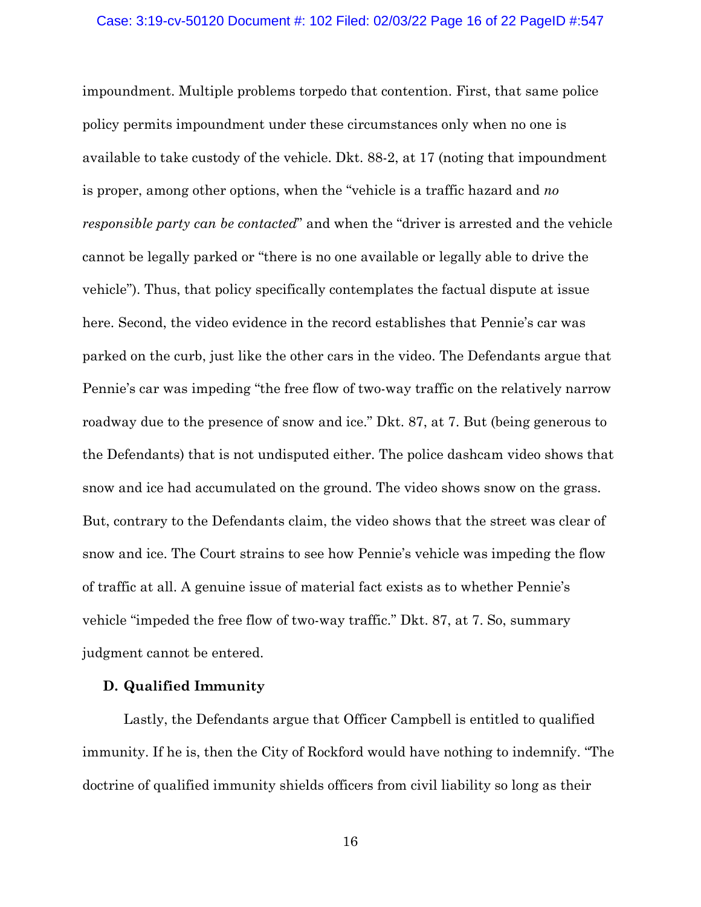impoundment. Multiple problems torpedo that contention. First, that same police policy permits impoundment under these circumstances only when no one is available to take custody of the vehicle. Dkt. 88-2, at 17 (noting that impoundment is proper, among other options, when the "vehicle is a traffic hazard and *no responsible party can be contacted*" and when the "driver is arrested and the vehicle cannot be legally parked or "there is no one available or legally able to drive the vehicle"). Thus, that policy specifically contemplates the factual dispute at issue here. Second, the video evidence in the record establishes that Pennie's car was parked on the curb, just like the other cars in the video. The Defendants argue that Pennie's car was impeding "the free flow of two-way traffic on the relatively narrow roadway due to the presence of snow and ice." Dkt. 87, at 7. But (being generous to the Defendants) that is not undisputed either. The police dashcam video shows that snow and ice had accumulated on the ground. The video shows snow on the grass. But, contrary to the Defendants claim, the video shows that the street was clear of snow and ice. The Court strains to see how Pennie's vehicle was impeding the flow of traffic at all. A genuine issue of material fact exists as to whether Pennie's vehicle "impeded the free flow of two-way traffic." Dkt. 87, at 7. So, summary judgment cannot be entered.

### D. Qualified Immunity

Lastly, the Defendants argue that Officer Campbell is entitled to qualified immunity. If he is, then the City of Rockford would have nothing to indemnify. "The doctrine of qualified immunity shields officers from civil liability so long as their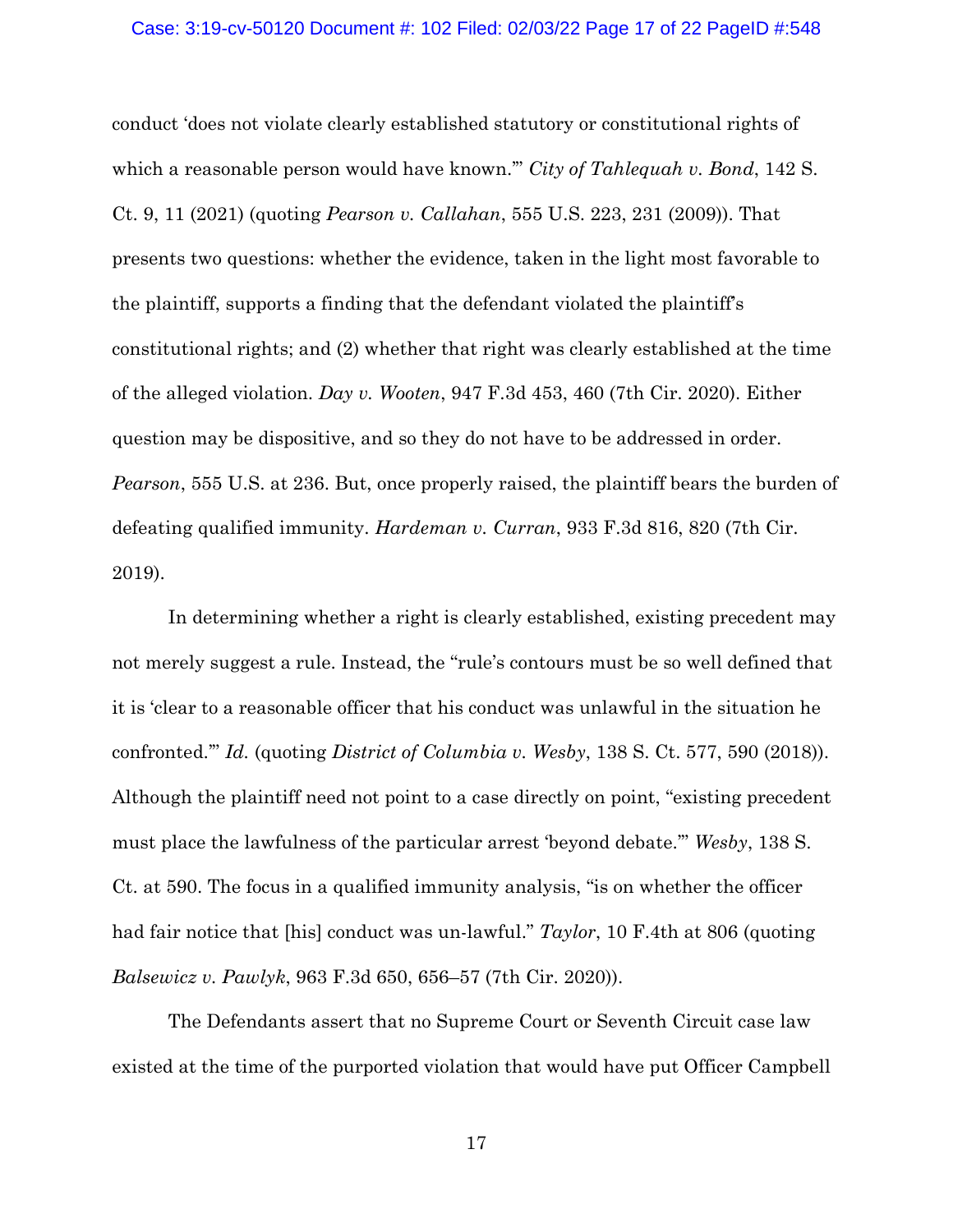conduct 'does not violate clearly established statutory or constitutional rights of which a reasonable person would have known.'" *City of Tahlequah v. Bond*, 142 S. Ct. 9, 11 (2021) (quoting *Pearson v. Callahan*, 555 U.S. 223, 231 (2009)). That presents two questions: whether the evidence, taken in the light most favorable to the plaintiff, supports a finding that the defendant violated the plaintiff's constitutional rights; and (2) whether that right was clearly established at the time of the alleged violation. *Day v. Wooten*, 947 F.3d 453, 460 (7th Cir. 2020). Either question may be dispositive, and so they do not have to be addressed in order. *Pearson*, 555 U.S. at 236. But, once properly raised, the plaintiff bears the burden of defeating qualified immunity. *Hardeman v. Curran*, 933 F.3d 816, 820 (7th Cir. 2019).

In determining whether a right is clearly established, existing precedent may not merely suggest a rule. Instead, the "rule's contours must be so well defined that it is 'clear to a reasonable officer that his conduct was unlawful in the situation he confronted.'" *Id.* (quoting *District of Columbia v. Wesby*, 138 S. Ct. 577, 590 (2018)). Although the plaintiff need not point to a case directly on point, "existing precedent must place the lawfulness of the particular arrest 'beyond debate.'" *Wesby*, 138 S. Ct. at 590. The focus in a qualified immunity analysis, "is on whether the officer had fair notice that [his] conduct was un-lawful." *Taylor*, 10 F.4th at 806 (quoting *Balsewicz v. Pawlyk*, 963 F.3d 650, 656–57 (7th Cir. 2020)).

The Defendants assert that no Supreme Court or Seventh Circuit case law existed at the time of the purported violation that would have put Officer Campbell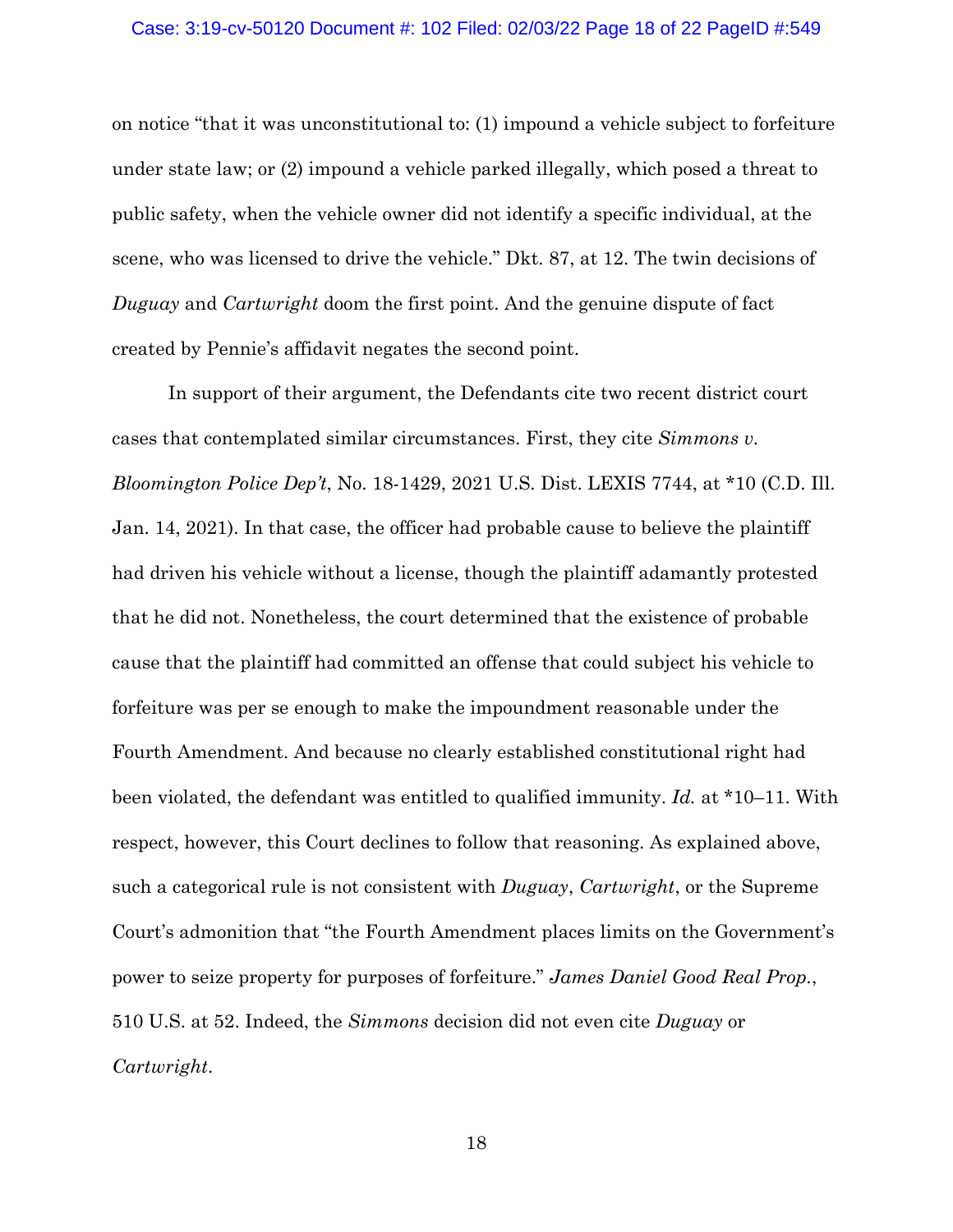on notice "that it was unconstitutional to: (1) impound a vehicle subject to forfeiture under state law; or (2) impound a vehicle parked illegally, which posed a threat to public safety, when the vehicle owner did not identify a specific individual, at the scene, who was licensed to drive the vehicle." Dkt. 87, at 12. The twin decisions of *Duguay* and *Cartwright* doom the first point. And the genuine dispute of fact created by Pennie's affidavit negates the second point.

In support of their argument, the Defendants cite two recent district court cases that contemplated similar circumstances. First, they cite *Simmons v. Bloomington Police Dep't*, No. 18-1429, 2021 U.S. Dist. LEXIS 7744, at *10 (C.D. Ill. Jan. 14, 2021). In that case, the officer had probable cause to believe the plaintiff had driven his vehicle without a license, though the plaintiff adamantly protested that he did not. Nonetheless, the court determined that the existence of probable cause that the plaintiff had committed an offense that could subject his vehicle to forfeiture was per se enough to make the impoundment reasonable under the Fourth Amendment. And because no clearly established constitutional right had been violated, the defendant was entitled to qualified immunity. *Id.* at *10–11. With respect, however, this Court declines to follow that reasoning. As explained above, such a categorical rule is not consistent with *Duguay*, *Cartwright*, or the Supreme Court's admonition that "the Fourth Amendment places limits on the Government's power to seize property for purposes of forfeiture." *James Daniel Good Real Prop.*, 510 U.S. at 52. Indeed, the *Simmons* decision did not even cite *Duguay* or *Cartwright*.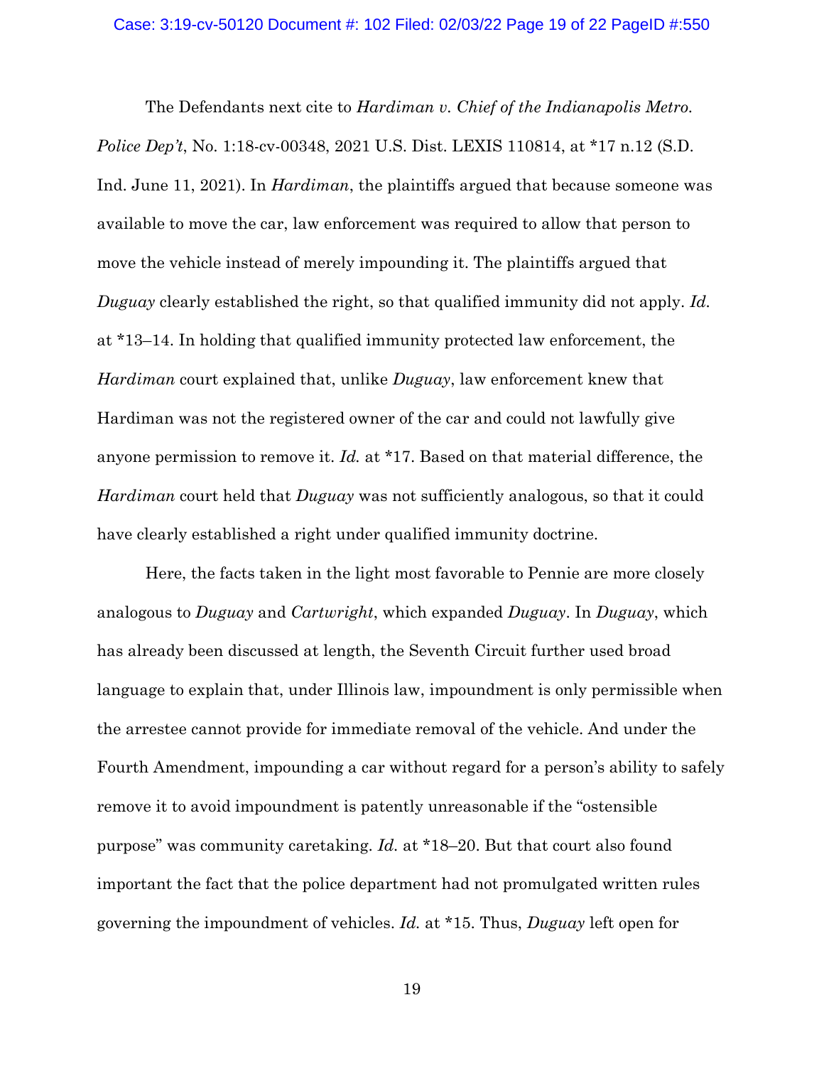The Defendants next cite to *Hardiman v. Chief of the Indianapolis Metro. Police Dep't*, No. 1:18-cv-00348, 2021 U.S. Dist. LEXIS 110814, at *17 n.12 (S.D. Ind. June 11, 2021). In *Hardiman*, the plaintiffs argued that because someone was available to move the car, law enforcement was required to allow that person to move the vehicle instead of merely impounding it. The plaintiffs argued that *Duguay* clearly established the right, so that qualified immunity did not apply. *Id.* at *13–14. In holding that qualified immunity protected law enforcement, the *Hardiman* court explained that, unlike *Duguay*, law enforcement knew that Hardiman was not the registered owner of the car and could not lawfully give anyone permission to remove it. *Id.* at *17. Based on that material difference, the *Hardiman* court held that *Duguay* was not sufficiently analogous, so that it could have clearly established a right under qualified immunity doctrine.

Here, the facts taken in the light most favorable to Pennie are more closely analogous to *Duguay* and *Cartwright*, which expanded *Duguay*. In *Duguay*, which has already been discussed at length, the Seventh Circuit further used broad language to explain that, under Illinois law, impoundment is only permissible when the arrestee cannot provide for immediate removal of the vehicle. And under the Fourth Amendment, impounding a car without regard for a person's ability to safely remove it to avoid impoundment is patently unreasonable if the "ostensible purpose" was community caretaking. *Id.* at *18–20. But that court also found important the fact that the police department had not promulgated written rules governing the impoundment of vehicles. *Id.* at *15. Thus, *Duguay* left open for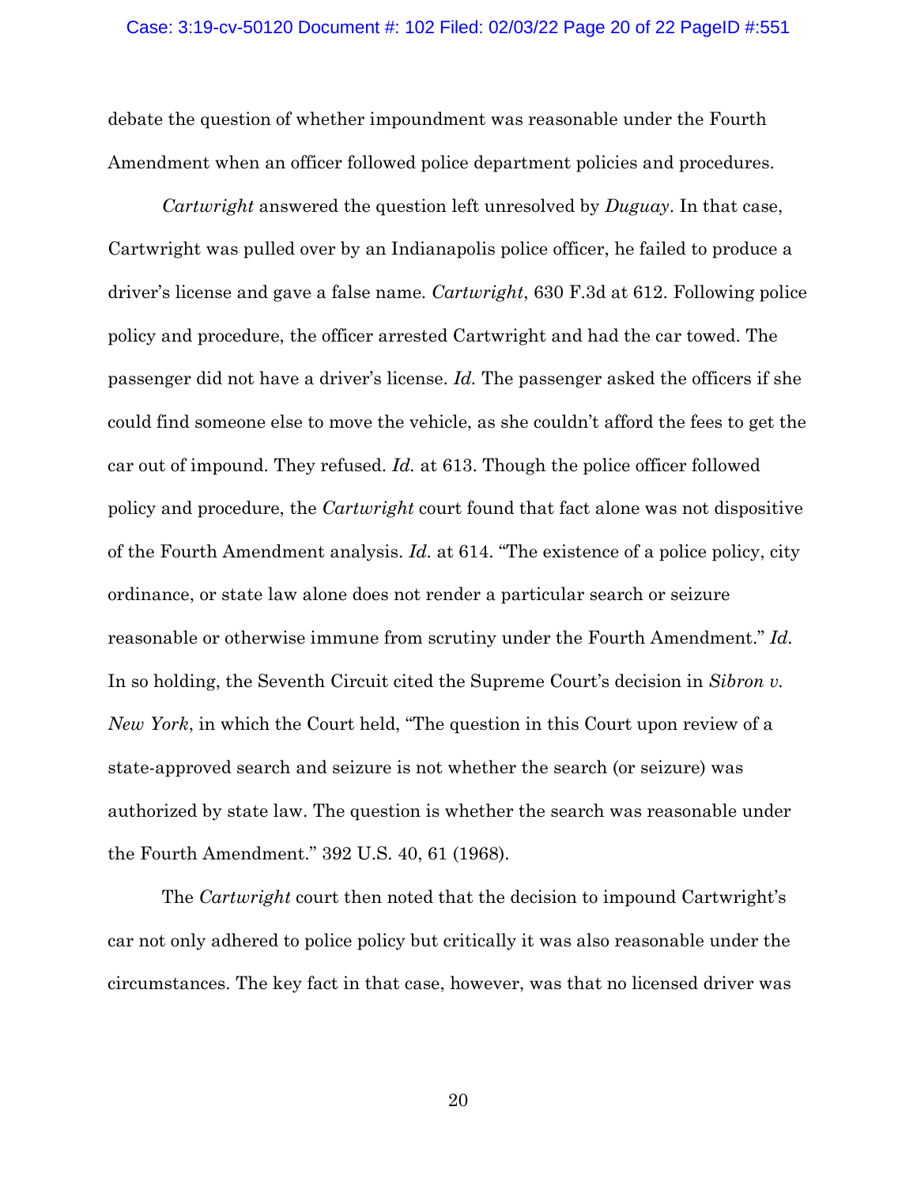debate the question of whether impoundment was reasonable under the Fourth Amendment when an officer followed police department policies and procedures.

*Cartwright* answered the question left unresolved by *Duguay*. In that case, Cartwright was pulled over by an Indianapolis police officer, he failed to produce a driver's license and gave a false name. *Cartwright*, 630 F.3d at 612. Following police policy and procedure, the officer arrested Cartwright and had the car towed. The passenger did not have a driver's license. *Id.* The passenger asked the officers if she could find someone else to move the vehicle, as she couldn't afford the fees to get the car out of impound. They refused. *Id.* at 613. Though the police officer followed policy and procedure, the *Cartwright* court found that fact alone was not dispositive of the Fourth Amendment analysis. *Id.* at 614. "The existence of a police policy, city ordinance, or state law alone does not render a particular search or seizure reasonable or otherwise immune from scrutiny under the Fourth Amendment." *Id.* In so holding, the Seventh Circuit cited the Supreme Court's decision in *Sibron v. New York*, in which the Court held, "The question in this Court upon review of a state-approved search and seizure is not whether the search (or seizure) was authorized by state law. The question is whether the search was reasonable under the Fourth Amendment." 392 U.S. 40, 61 (1968).

The *Cartwright* court then noted that the decision to impound Cartwright's car not only adhered to police policy but critically it was also reasonable under the circumstances. The key fact in that case, however, was that no licensed driver was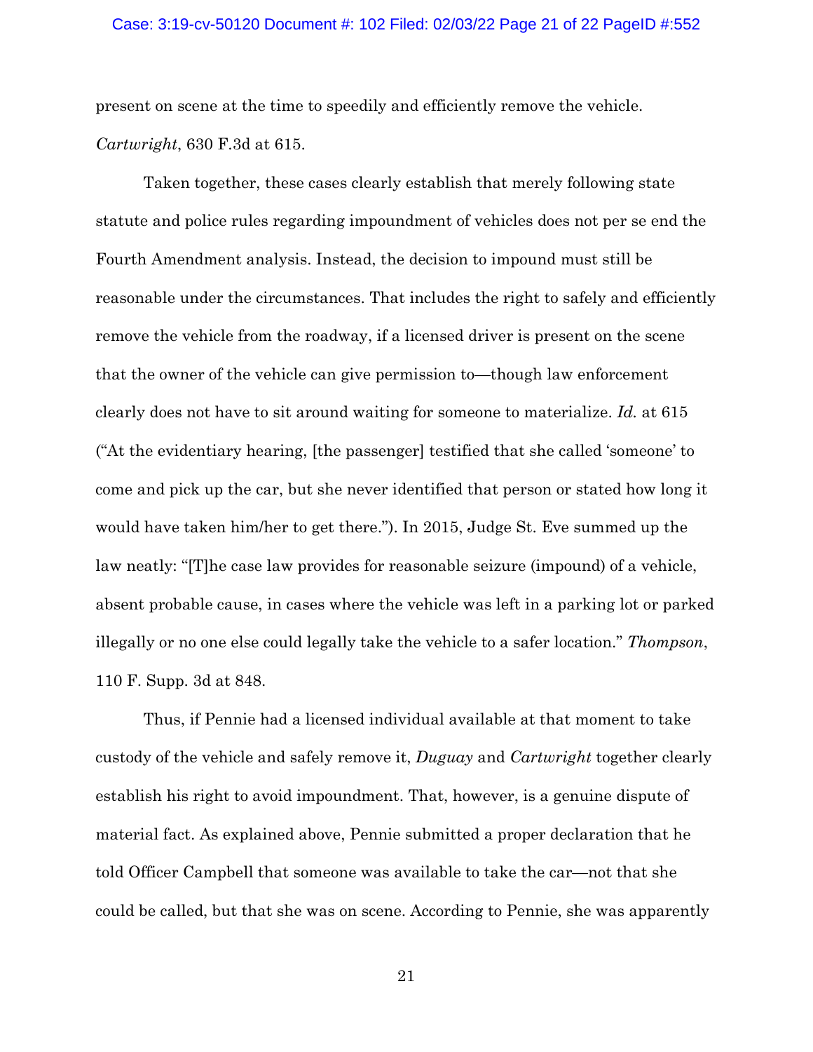present on scene at the time to speedily and efficiently remove the vehicle. *Cartwright*, 630 F.3d at 615.

Taken together, these cases clearly establish that merely following state statute and police rules regarding impoundment of vehicles does not per se end the Fourth Amendment analysis. Instead, the decision to impound must still be reasonable under the circumstances. That includes the right to safely and efficiently remove the vehicle from the roadway, if a licensed driver is present on the scene that the owner of the vehicle can give permission to—though law enforcement clearly does not have to sit around waiting for someone to materialize. *Id.* at 615 ("At the evidentiary hearing, [the passenger] testified that she called 'someone' to come and pick up the car, but she never identified that person or stated how long it would have taken him/her to get there."). In 2015, Judge St. Eve summed up the law neatly: "[T]he case law provides for reasonable seizure (impound) of a vehicle, absent probable cause, in cases where the vehicle was left in a parking lot or parked illegally or no one else could legally take the vehicle to a safer location." *Thompson*, 110 F. Supp. 3d at 848.

Thus, if Pennie had a licensed individual available at that moment to take custody of the vehicle and safely remove it, *Duguay* and *Cartwright* together clearly establish his right to avoid impoundment. That, however, is a genuine dispute of material fact. As explained above, Pennie submitted a proper declaration that he told Officer Campbell that someone was available to take the car—not that she could be called, but that she was on scene. According to Pennie, she was apparently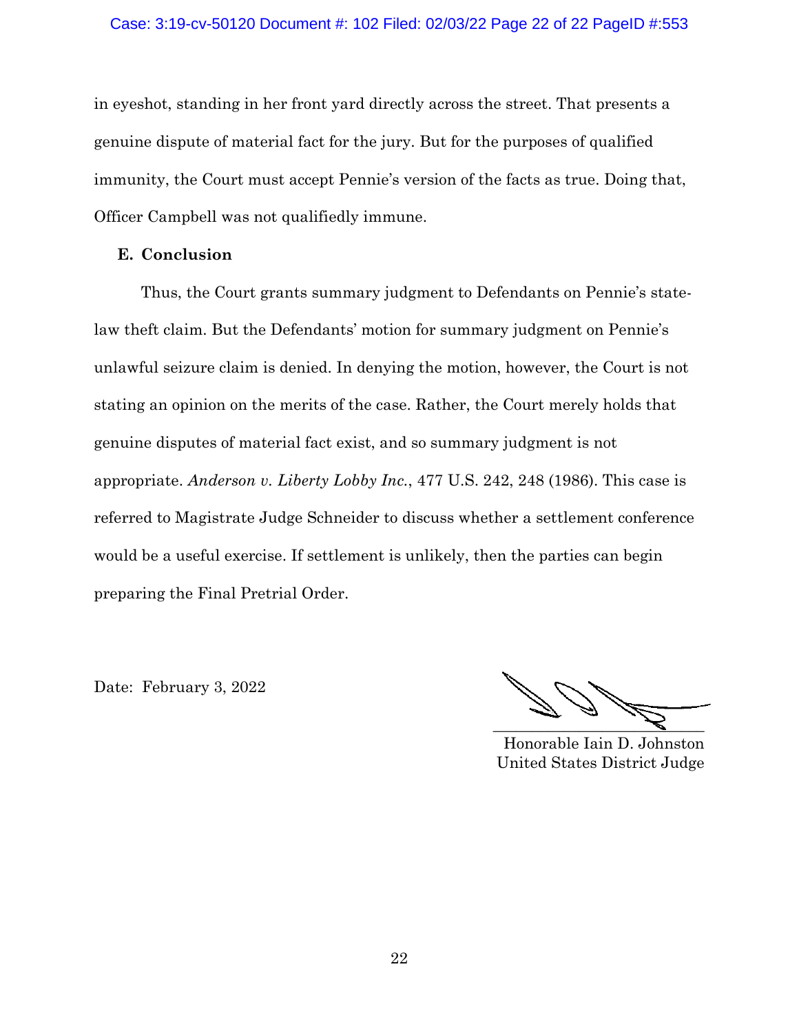in eyeshot, standing in her front yard directly across the street. That presents a genuine dispute of material fact for the jury. But for the purposes of qualified immunity, the Court must accept Pennie's version of the facts as true. Doing that, Officer Campbell was not qualifiedly immune.

**E. Conclusion**

Thus, the Court grants summary judgment to Defendants on Pennie's state-law theft claim. But the Defendants' motion for summary judgment on Pennie's unlawful seizure claim is denied. In denying the motion, however, the Court is not stating an opinion on the merits of the case. Rather, the Court merely holds that genuine disputes of material fact exist, and so summary judgment is not appropriate. *Anderson v. Liberty Lobby Inc.*, 477 U.S. 242, 248 (1986). This case is referred to Magistrate Judge Schneider to discuss whether a settlement conference would be a useful exercise. If settlement is unlikely, then the parties can begin preparing the Final Pretrial Order.

Date: February 3, 2022

Honorable Iain D. Johnston
United States District Judge